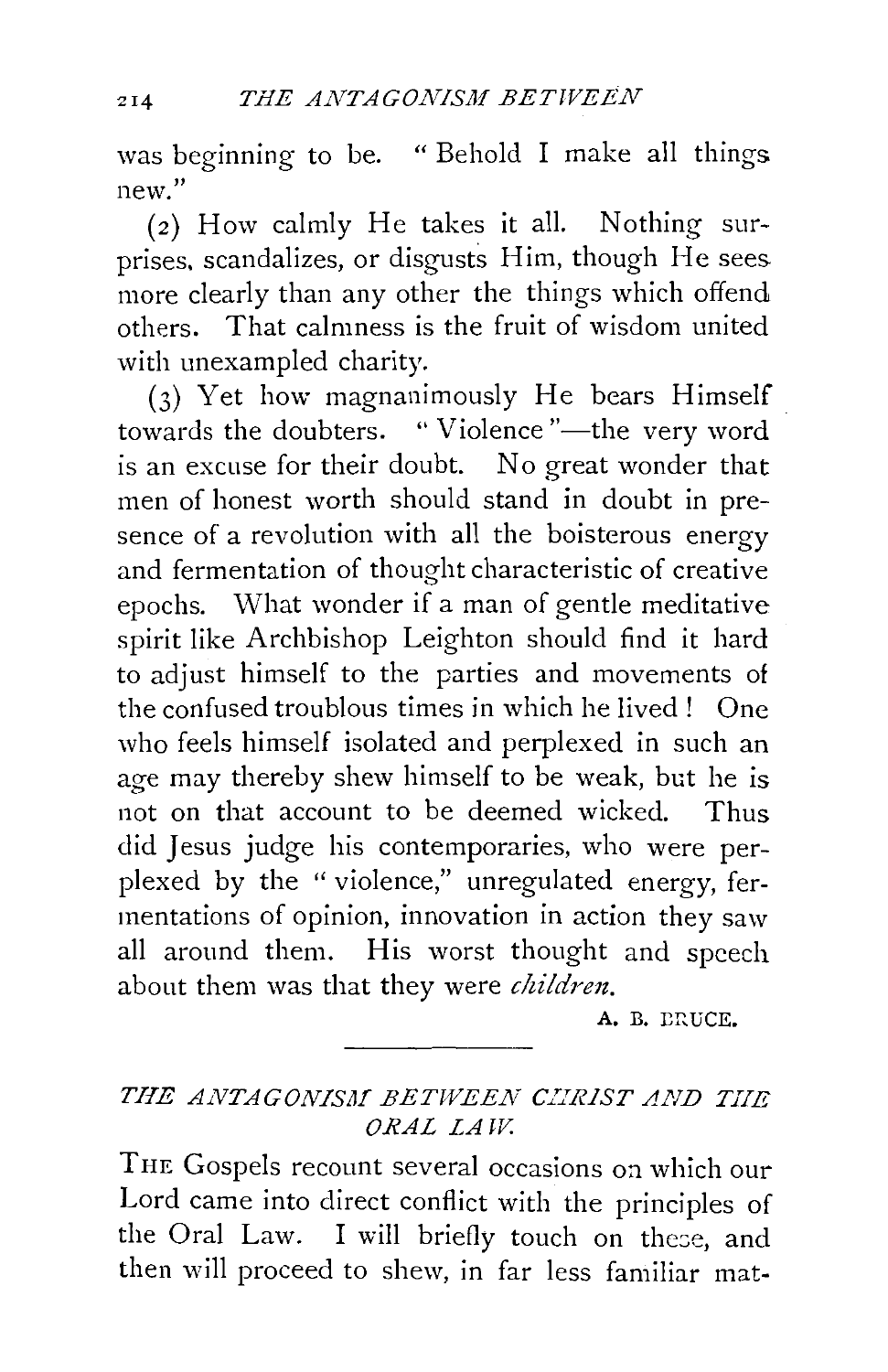was beginning to be. "Behold I make all things new."

(2) How calmly He takes it all. Nothing surprises, scandalizes, or disgusts Him, though He sees more clearly than any other the things which offend others. That calmness is the fruit of wisdom united with unexampled charity.

(3) Yet how magnanimously He bears Himself towards the doubters. "Violence"—the very word is an excuse for their doubt. No great wonder that men of honest worth should stand in doubt in presence of a revolution with all the boisterous energy and fermentation of thought characteristic of creative epochs. What wonder if a man of gentle meditative spirit like Archbishop Leighton should find it hard to adjust himself to the parties and movements of the confused troublous times in which he lived! One who feels himself isolated and perplexed in such an age may thereby shew himself to be weak, but he is not on that account to be deemed wicked. Thus did Jesus judge his contemporaries, who were perplexed by the "violence," unregulated energy, fermentations of opinion, innovation in action they saw all around them. His worst thought and speech about them was that they were *children.*

A. B. BRUCE.

---

## *THE ANTAGONISM BETWEEN CHRIST AND THE ORAL LAW.*

THE Gospels recount several occasions on which our Lord came into direct conflict with the principles of the Oral Law. I will briefly touch on these, and then will proceed to shew, in far less familiar mat-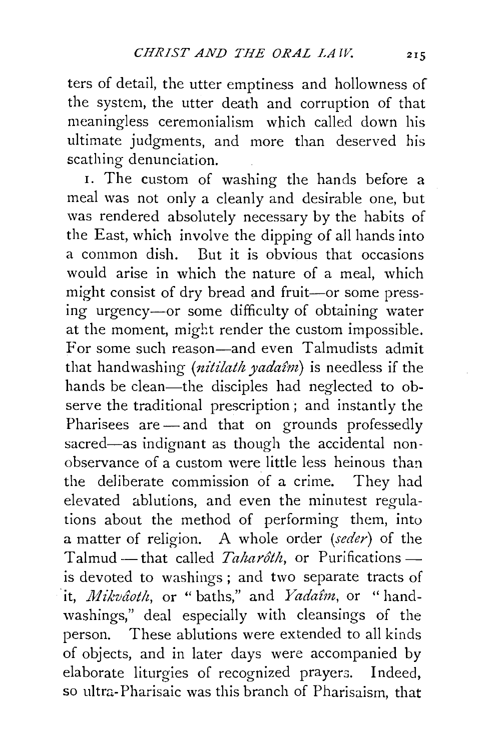ters of detail, the utter emptiness and hollowness of the system, the utter death and corruption of that meaningless ceremonialism which called down his ultimate judgments, and more than deserved his scathing denunciation.

1. The custom of washing the hands before a meal was not only a cleanly and desirable one, but was rendered absolutely necessary by the habits of the East, which involve the dipping of all hands into a common dish. But it is obvious that occasions would arise in which the nature of a meal, which might consist of dry bread and fruit—or some pressing urgency—or some difficulty of obtaining water at the moment, might render the custom impossible. For some such reason—and even Talmudists admit that handwashing (*nitilath yadaîm*) is needless if the hands be clean—the disciples had neglected to observe the traditional prescription; and instantly the Pharisees are — and that on grounds professedly sacred—as indignant as though the accidental non-observance of a custom were little less heinous than the deliberate commission of a crime. They had elevated ablutions, and even the minutest regulations about the method of performing them, into a matter of religion. A whole order (*seder*) of the Talmud — that called *Taharôth*, or Purifications — is devoted to washings; and two separate tracts of it, *Mikvâoth*, or "baths," and *Yadaîm*, or "handwashings," deal especially with cleansings of the person. These ablutions were extended to all kinds of objects, and in later days were accompanied by elaborate liturgies of recognized prayers. Indeed, so ultra-Pharisaic was this branch of Pharisaism, that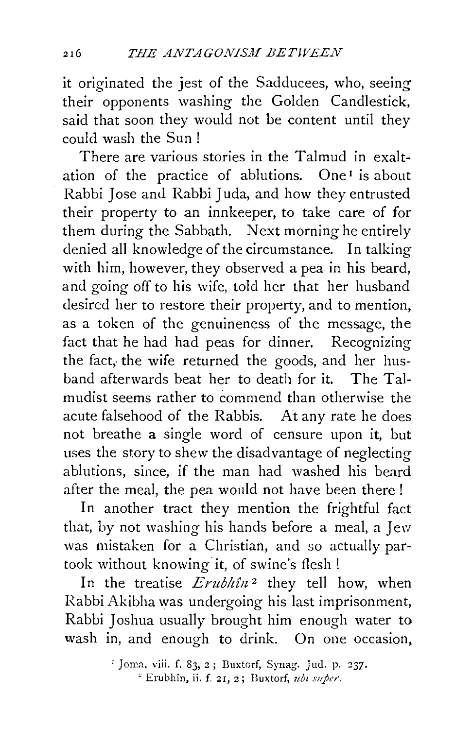it originated the jest of the Sadducees, who, seeing their opponents washing the Golden Candlestick, said that soon they would not be content until they could wash the Sun!

There are various stories in the Talmud in exaltation of the practice of ablutions. One[1] is about Rabbi Jose and Rabbi Juda, and how they entrusted their property to an innkeeper, to take care of for them during the Sabbath. Next morning he entirely denied all knowledge of the circumstance. In talking with him, however, they observed a pea in his beard, and going off to his wife, told her that her husband desired her to restore their property, and to mention, as a token of the genuineness of the message, the fact that he had had peas for dinner. Recognizing the fact, the wife returned the goods, and her husband afterwards beat her to death for it. The Talmudist seems rather to commend than otherwise the acute falsehood of the Rabbis. At any rate he does not breathe a single word of censure upon it, but uses the story to shew the disadvantage of neglecting ablutions, since, if the man had washed his beard after the meal, the pea would not have been there!

In another tract they mention the frightful fact that, by not washing his hands before a meal, a Jew was mistaken for a Christian, and so actually partook without knowing it, of swine's flesh!

In the treatise *Erubhîn*[2] they tell how, when Rabbi Akibha was undergoing his last imprisonment, Rabbi Joshua usually brought him enough water to wash in, and enough to drink. On one occasion,

[1] Joma, viii. f. 83, 2; Buxtorf, Synag. Jud. p. 237.

[2] Erubhîn, ii. f. 21, 2; Buxtorf, *ubi super.*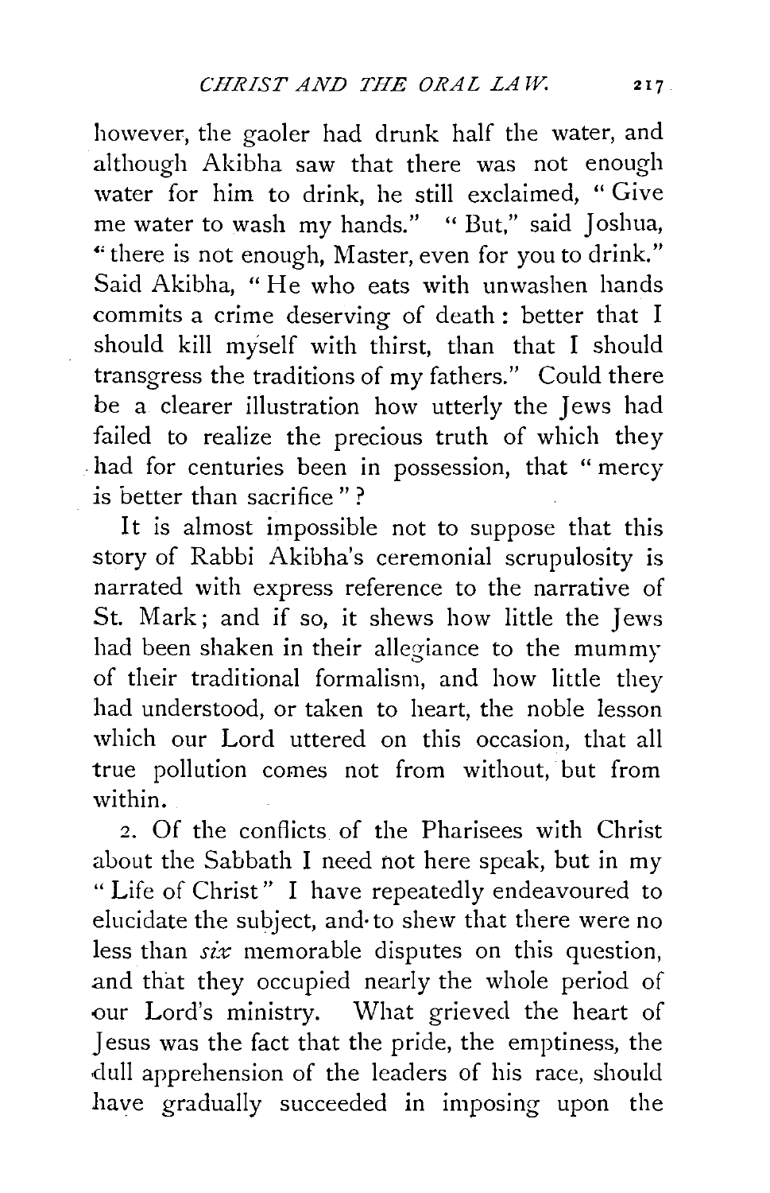however, the gaoler had drunk half the water, and although Akibha saw that there was not enough water for him to drink, he still exclaimed, "Give me water to wash my hands." "But," said Joshua, "there is not enough, Master, even for you to drink." Said Akibha, "He who eats with unwashen hands commits a crime deserving of death: better that I should kill myself with thirst, than that I should transgress the traditions of my fathers." Could there be a clearer illustration how utterly the Jews had failed to realize the precious truth of which they had for centuries been in possession, that "mercy is better than sacrifice"?

It is almost impossible not to suppose that this story of Rabbi Akibha's ceremonial scrupulosity is narrated with express reference to the narrative of St. Mark; and if so, it shews how little the Jews had been shaken in their allegiance to the mummy of their traditional formalism, and how little they had understood, or taken to heart, the noble lesson which our Lord uttered on this occasion, that all true pollution comes not from without, but from within.

2. Of the conflicts of the Pharisees with Christ about the Sabbath I need not here speak, but in my "Life of Christ" I have repeatedly endeavoured to elucidate the subject, and to shew that there were no less than *six* memorable disputes on this question, and that they occupied nearly the whole period of our Lord's ministry. What grieved the heart of Jesus was the fact that the pride, the emptiness, the dull apprehension of the leaders of his race, should have gradually succeeded in imposing upon the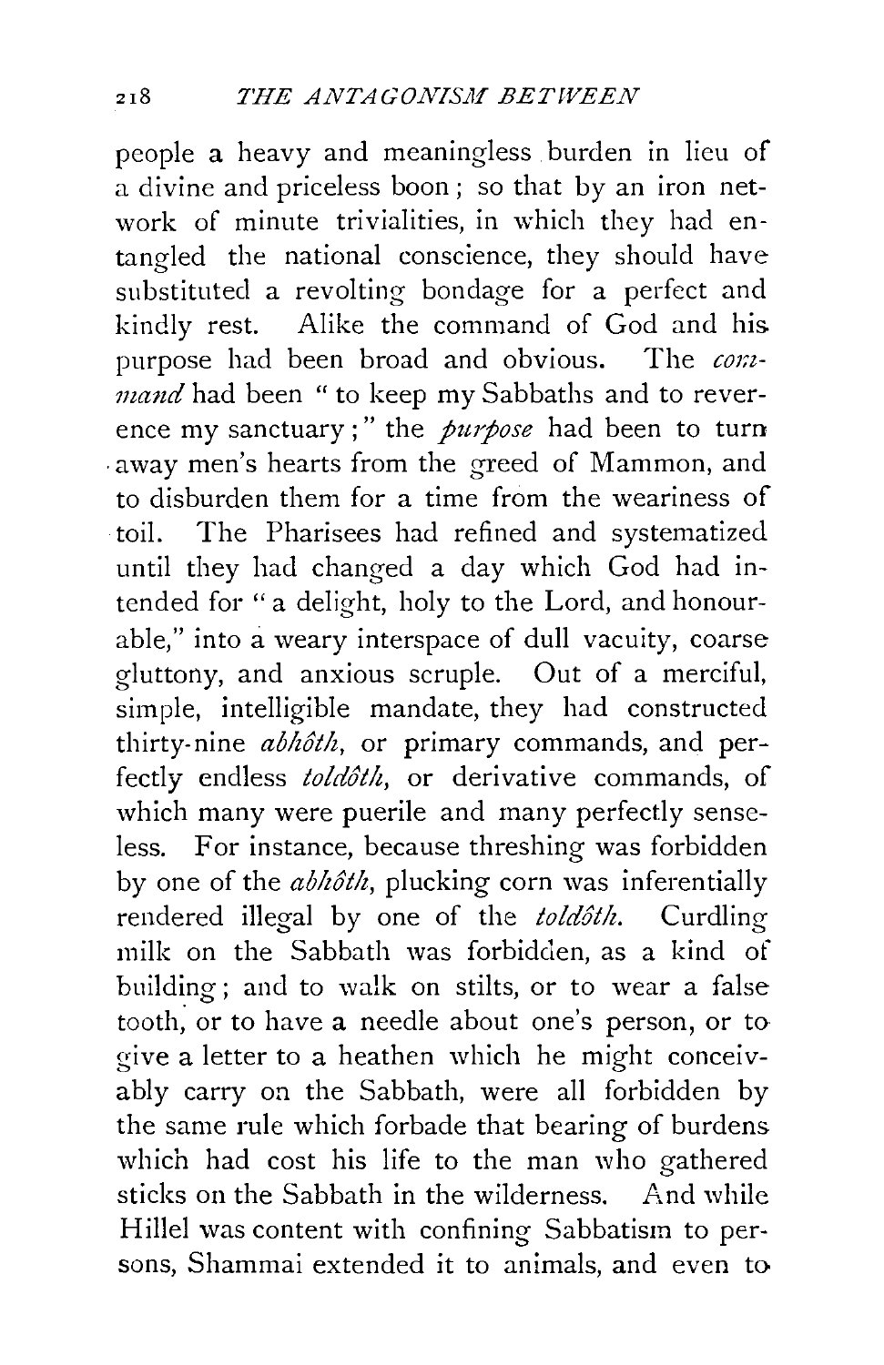people a heavy and meaningless burden in lieu of a divine and priceless boon; so that by an iron network of minute trivialities, in which they had entangled the national conscience, they should have substituted a revolting bondage for a perfect and kindly rest. Alike the command of God and his purpose had been broad and obvious. The *command* had been "to keep my Sabbaths and to reverence my sanctuary;" the *purpose* had been to turn away men's hearts from the greed of Mammon, and to disburden them for a time from the weariness of toil. The Pharisees had refined and systematized until they had changed a day which God had intended for "a delight, holy to the Lord, and honourable," into a weary interspace of dull vacuity, coarse gluttony, and anxious scruple. Out of a merciful, simple, intelligible mandate, they had constructed thirty-nine *abhôth*, or primary commands, and perfectly endless *toldôth*, or derivative commands, of which many were puerile and many perfectly senseless. For instance, because threshing was forbidden by one of the *abhôth*, plucking corn was inferentially rendered illegal by one of the *toldôth*. Curdling milk on the Sabbath was forbidden, as a kind of building; and to walk on stilts, or to wear a false tooth, or to have a needle about one's person, or to give a letter to a heathen which he might conceivably carry on the Sabbath, were all forbidden by the same rule which forbade that bearing of burdens which had cost his life to the man who gathered sticks on the Sabbath in the wilderness. And while Hillel was content with confining Sabbatism to persons, Shammai extended it to animals, and even to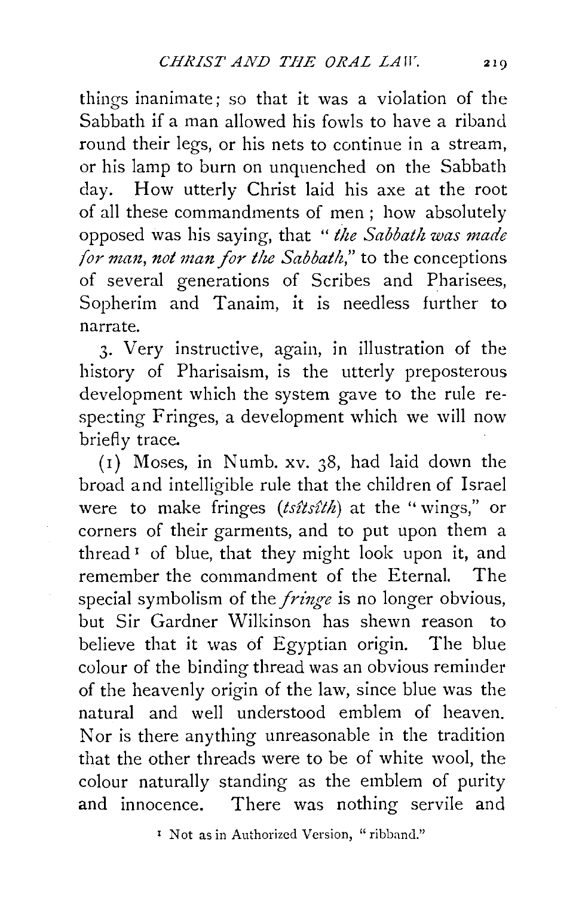things inanimate; so that it was a violation of the Sabbath if a man allowed his fowls to have a riband round their legs, or his nets to continue in a stream, or his lamp to burn on unquenched on the Sabbath day. How utterly Christ laid his axe at the root of all these commandments of men; how absolutely opposed was his saying, that "*the Sabbath was made for man, not man for the Sabbath*," to the conceptions of several generations of Scribes and Pharisees, Sopherim and Tanaim, it is needless further to narrate.

3. Very instructive, again, in illustration of the history of Pharisaism, is the utterly preposterous development which the system gave to the rule respecting Fringes, a development which we will now briefly trace.

(1) Moses, in Numb. xv. 38, had laid down the broad and intelligible rule that the children of Israel were to make fringes (*tsîtsîth*) at the "wings," or corners of their garments, and to put upon them a thread[1] of blue, that they might look upon it, and remember the commandment of the Eternal. The special symbolism of the *fringe* is no longer obvious, but Sir Gardner Wilkinson has shewn reason to believe that it was of Egyptian origin. The blue colour of the binding thread was an obvious reminder of the heavenly origin of the law, since blue was the natural and well understood emblem of heaven. Nor is there anything unreasonable in the tradition that the other threads were to be of white wool, the colour naturally standing as the emblem of purity and innocence. There was nothing servile and

[1] Not as in Authorized Version, "ribband."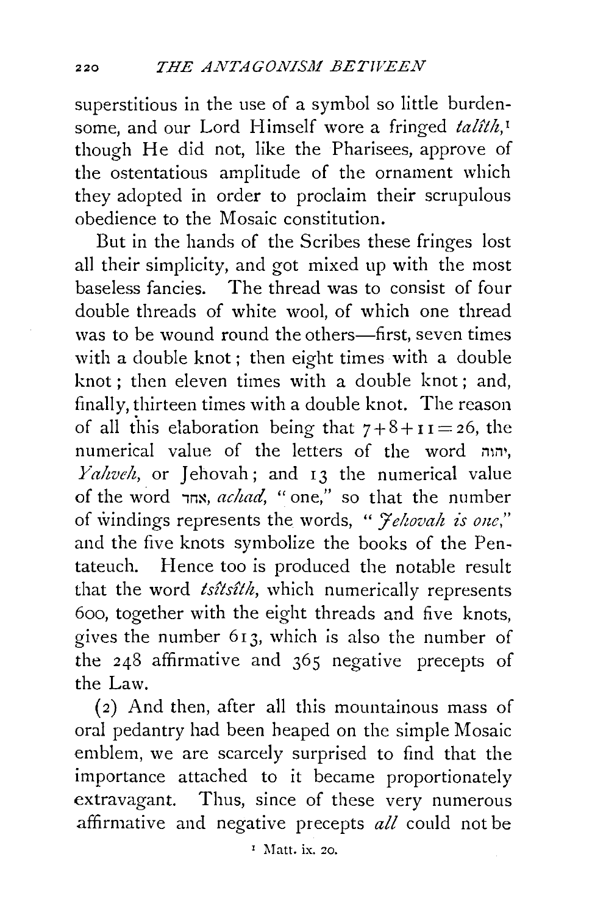superstitious in the use of a symbol so little burdensome, and our Lord Himself wore a fringed *talîth,*[1] though He did not, like the Pharisees, approve of the ostentatious amplitude of the ornament which they adopted in order to proclaim their scrupulous obedience to the Mosaic constitution.

But in the hands of the Scribes these fringes lost all their simplicity, and got mixed up with the most baseless fancies. The thread was to consist of four double threads of white wool, of which one thread was to be wound round the others—first, seven times with a double knot; then eight times with a double knot; then eleven times with a double knot; and, finally, thirteen times with a double knot. The reason of all this elaboration being that $7+8+11=26$, the numerical value of the letters of the word יהוה, *Yahveh,* or Jehovah; and 13 the numerical value of the word אחד, *achad,* "one," so that the number of windings represents the words, "*Jehovah is one,*" and the five knots symbolize the books of the Pentateuch. Hence too is produced the notable result that the word *tsîtsîth,* which numerically represents 600, together with the eight threads and five knots, gives the number 613, which is also the number of the 248 affirmative and 365 negative precepts of the Law.

(2) And then, after all this mountainous mass of oral pedantry had been heaped on the simple Mosaic emblem, we are scarcely surprised to find that the importance attached to it became proportionately extravagant. Thus, since of these very numerous affirmative and negative precepts *all* could not be

[1] Matt. ix. 20.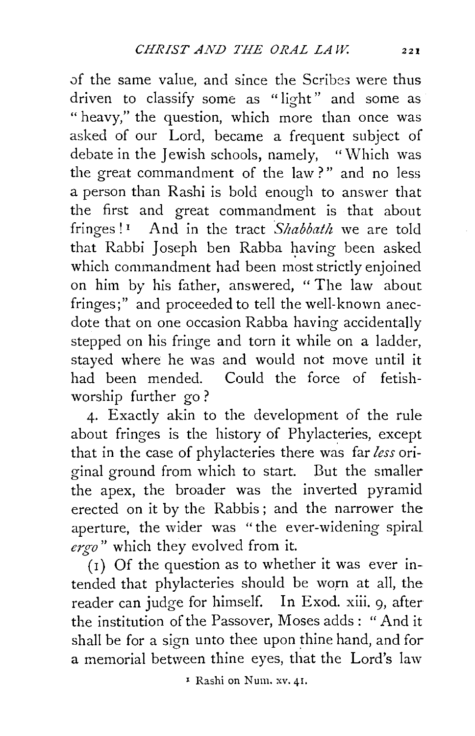of the same value, and since the Scribes were thus driven to classify some as "light" and some as "heavy," the question, which more than once was asked of our Lord, became a frequent subject of debate in the Jewish schools, namely, "Which was the great commandment of the law?" and no less a person than Rashi is bold enough to answer that the first and great commandment is that about fringes![1] And in the tract *Shabbath* we are told that Rabbi Joseph ben Rabba having been asked which commandment had been most strictly enjoined on him by his father, answered, "The law about fringes;" and proceeded to tell the well-known anecdote that on one occasion Rabba having accidentally stepped on his fringe and torn it while on a ladder, stayed where he was and would not move until it had been mended. Could the force of fetish-worship further go?

4. Exactly akin to the development of the rule about fringes is the history of Phylacteries, except that in the case of phylacteries there was far *less* original ground from which to start. But the smaller the apex, the broader was the inverted pyramid erected on it by the Rabbis; and the narrower the aperture, the wider was "the ever-widening spiral *ergo*" which they evolved from it.

(1) Of the question as to whether it was ever intended that phylacteries should be worn at all, the reader can judge for himself. In Exod. xiii. 9, after the institution of the Passover, Moses adds: "And it shall be for a sign unto thee upon thine hand, and for a memorial between thine eyes, that the Lord's law

[1] Rashi on Num. xv. 41.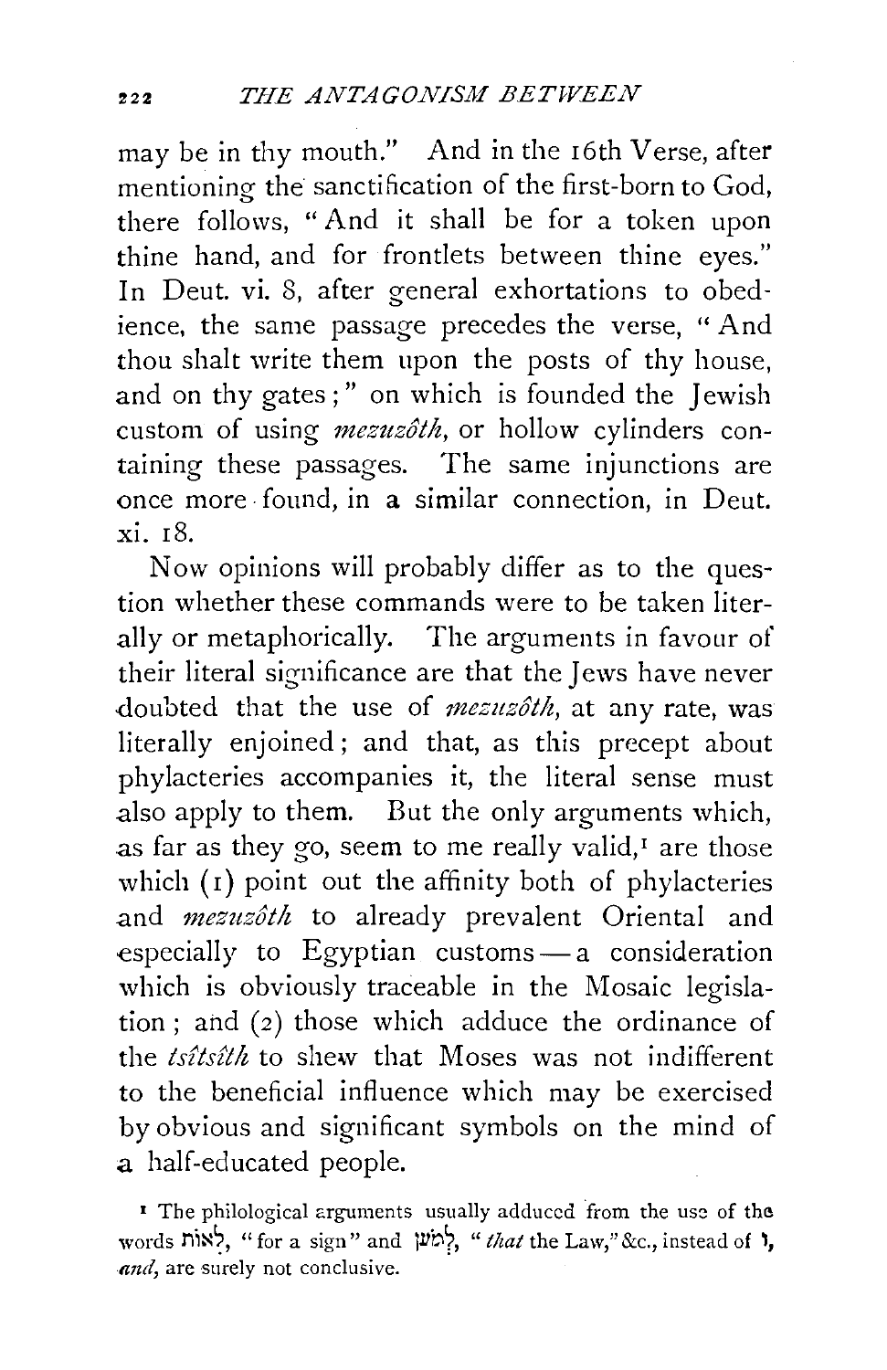may be in thy mouth." And in the 16th Verse, after mentioning the sanctification of the first-born to God, there follows, "And it shall be for a token upon thine hand, and for frontlets between thine eyes." In Deut. vi. 8, after general exhortations to obedience, the same passage precedes the verse, "And thou shalt write them upon the posts of thy house, and on thy gates;" on which is founded the Jewish custom of using *mezuzôth*, or hollow cylinders containing these passages. The same injunctions are once more found, in a similar connection, in Deut. xi. 18.

Now opinions will probably differ as to the question whether these commands were to be taken literally or metaphorically. The arguments in favour of their literal significance are that the Jews have never doubted that the use of *mezuzôth*, at any rate, was literally enjoined; and that, as this precept about phylacteries accompanies it, the literal sense must also apply to them. But the only arguments which, as far as they go, seem to me really valid,[1] are those which (1) point out the affinity both of phylacteries and *mezuzôth* to already prevalent Oriental and especially to Egyptian customs — a consideration which is obviously traceable in the Mosaic legislation; and (2) those which adduce the ordinance of the *tsîtsîth* to shew that Moses was not indifferent to the beneficial influence which may be exercised by obvious and significant symbols on the mind of a half-educated people.

[1] The philological arguments usually adduced from the use of the words לְאוֹת, "for a sign" and לְמַעַן, "*that* the Law," &c., instead of וְ, *and*, are surely not conclusive.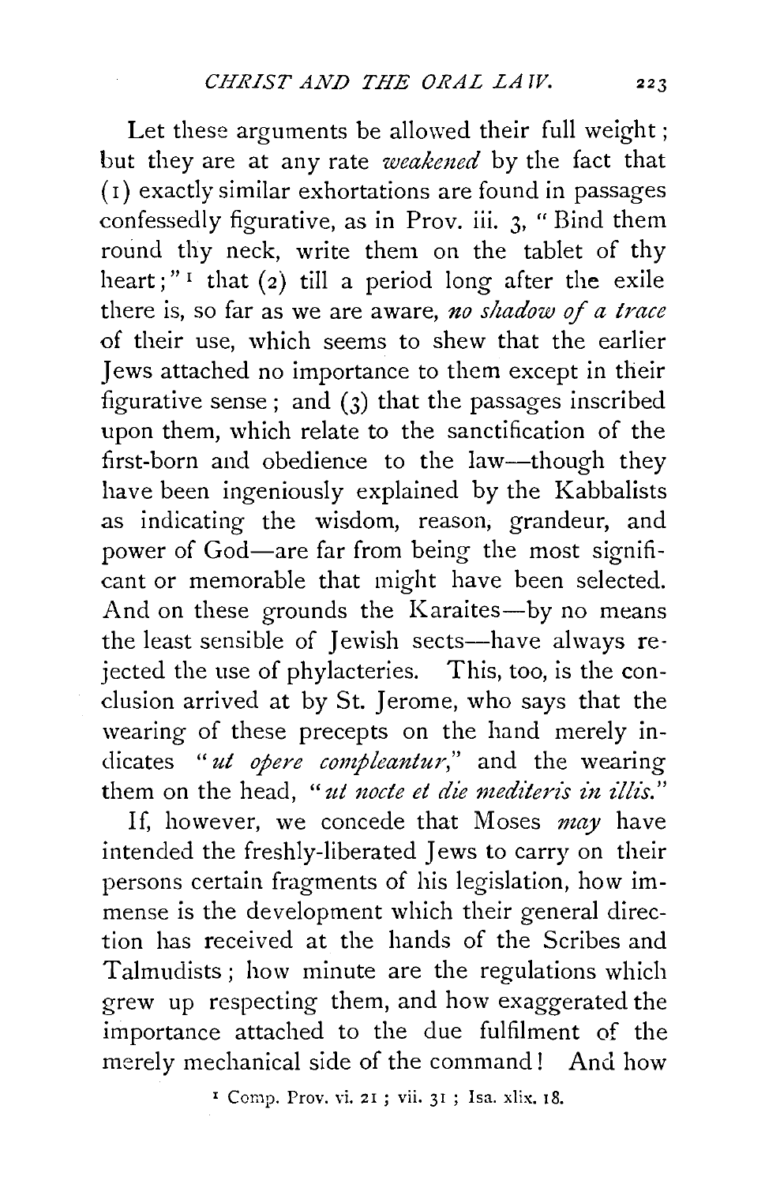Let these arguments be allowed their full weight; but they are at any rate *weakened* by the fact that (1) exactly similar exhortations are found in passages confessedly figurative, as in Prov. iii. 3, "Bind them round thy neck, write them on the tablet of thy heart;"[1] that (2) till a period long after the exile there is, so far as we are aware, *no shadow of a trace* of their use, which seems to shew that the earlier Jews attached no importance to them except in their figurative sense; and (3) that the passages inscribed upon them, which relate to the sanctification of the first-born and obedience to the law—though they have been ingeniously explained by the Kabbalists as indicating the wisdom, reason, grandeur, and power of God—are far from being the most significant or memorable that might have been selected. And on these grounds the Karaites—by no means the least sensible of Jewish sects—have always rejected the use of phylacteries. This, too, is the conclusion arrived at by St. Jerome, who says that the wearing of these precepts on the hand merely indicates "*ut opere compleantur*," and the wearing them on the head, "*ut nocte et die mediteris in illis.*"

If, however, we concede that Moses *may* have intended the freshly-liberated Jews to carry on their persons certain fragments of his legislation, how immense is the development which their general direction has received at the hands of the Scribes and Talmudists; how minute are the regulations which grew up respecting them, and how exaggerated the importance attached to the due fulfilment of the merely mechanical side of the command! And how

[1] Comp. Prov. vi. 21; vii. 31; Isa. xlix. 18.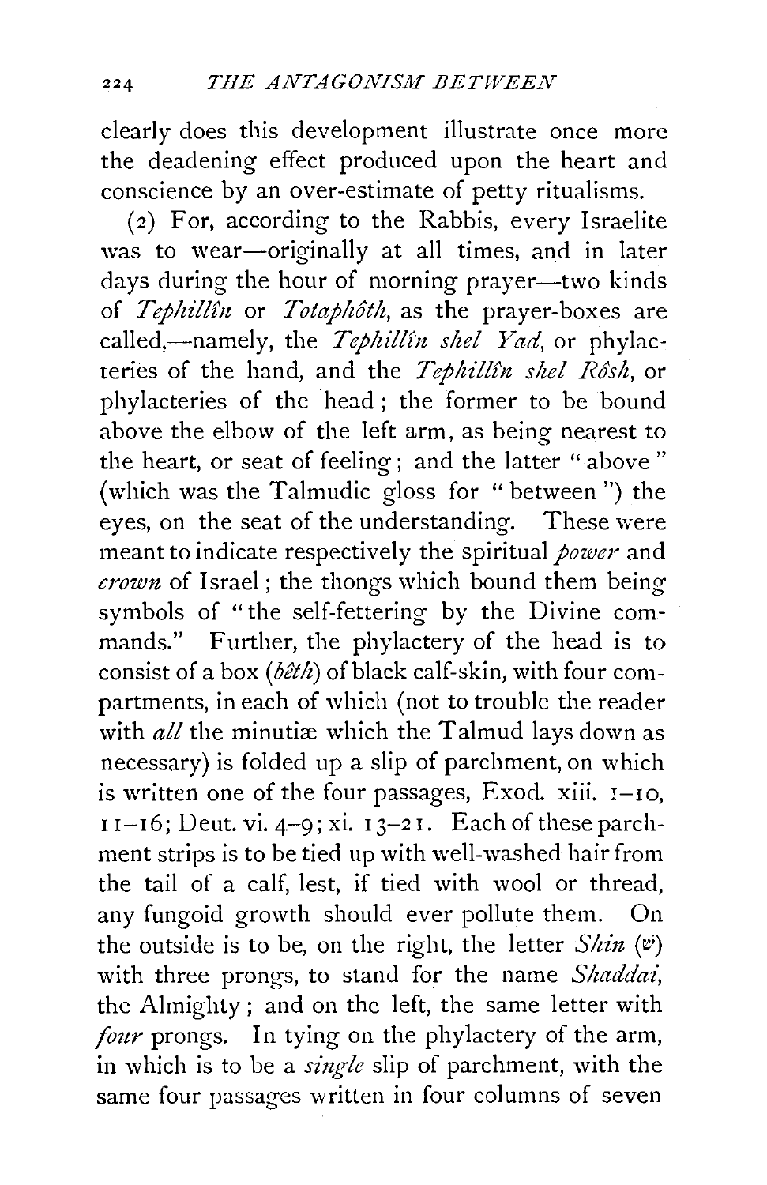clearly does this development illustrate once more the deadening effect produced upon the heart and conscience by an over-estimate of petty ritualisms.

(2) For, according to the Rabbis, every Israelite was to wear—originally at all times, and in later days during the hour of morning prayer—two kinds of *Tephillîn* or *Totaphôth*, as the prayer-boxes are called,—namely, the *Tephillîn shel Yad*, or phylacteries of the hand, and the *Tephillîn shel Rôsh*, or phylacteries of the head; the former to be bound above the elbow of the left arm, as being nearest to the heart, or seat of feeling; and the latter "above" (which was the Talmudic gloss for "between") the eyes, on the seat of the understanding. These were meant to indicate respectively the spiritual *power* and *crown* of Israel; the thongs which bound them being symbols of "the self-fettering by the Divine commands." Further, the phylactery of the head is to consist of a box (*bêth*) of black calf-skin, with four compartments, in each of which (not to trouble the reader with *all* the minutiæ which the Talmud lays down as necessary) is folded up a slip of parchment, on which is written one of the four passages, Exod. xiii. 1–10, 11–16; Deut. vi. 4–9; xi. 13–21. Each of these parchment strips is to be tied up with well-washed hair from the tail of a calf, lest, if tied with wool or thread, any fungoid growth should ever pollute them. On the outside is to be, on the right, the letter *Shin* (שׁ) with three prongs, to stand for the name *Shaddai*, the Almighty; and on the left, the same letter with *four* prongs. In tying on the phylactery of the arm, in which is to be a *single* slip of parchment, with the same four passages written in four columns of seven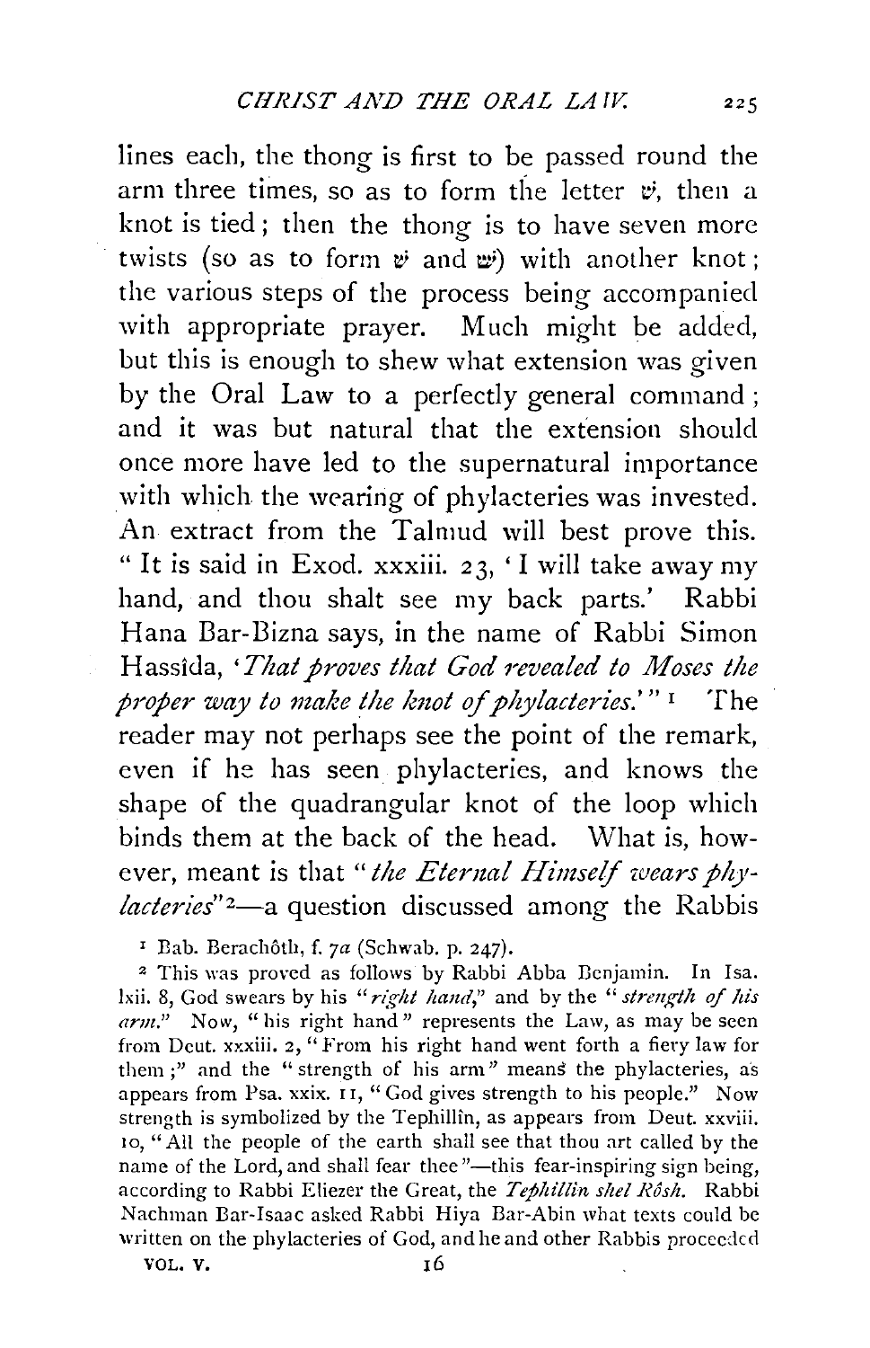lines each, the thong is first to be passed round the arm three times, so as to form the letter ש, then a knot is tied; then the thong is to have seven more twists (so as to form ש and שׁ) with another knot; the various steps of the process being accompanied with appropriate prayer. Much might be added, but this is enough to shew what extension was given by the Oral Law to a perfectly general command; and it was but natural that the extension should once more have led to the supernatural importance with which the wearing of phylacteries was invested. An extract from the Talmud will best prove this. "It is said in Exod. xxxiii. 23, 'I will take away my hand, and thou shalt see my back parts.' Rabbi Hana Bar-Bizna says, in the name of Rabbi Simon Hassîda, '*That proves that God revealed to Moses the proper way to make the knot of phylacteries.*'"[1] The reader may not perhaps see the point of the remark, even if he has seen phylacteries, and knows the shape of the quadrangular knot of the loop which binds them at the back of the head. What is, however, meant is that "*the Eternal Himself wears phylacteries*"[2]—a question discussed among the Rabbis

[1] Bab. Berachôth, f. 7*a* (Schwab. p. 247).

[2] This was proved as follows by Rabbi Abba Benjamin. In Isa. lxii. 8, God swears by his "*right hand*," and by the "*strength of his arm*." Now, "his right hand" represents the Law, as may be seen from Deut. xxxiii. 2, "From his right hand went forth a fiery law for them;" and the "strength of his arm" means the phylacteries, as appears from Psa. xxix. 11, "God gives strength to his people." Now strength is symbolized by the Tephillîn, as appears from Deut. xxviii. 10, "All the people of the earth shall see that thou art called by the name of the Lord, and shall fear thee"—this fear-inspiring sign being, according to Rabbi Eliezer the Great, the *Tephillîn shel Rôsh*. Rabbi Nachman Bar-Isaac asked Rabbi Hiya Bar-Abin what texts could be written on the phylacteries of God, and he and other Rabbis proceeded

VOL. V. 16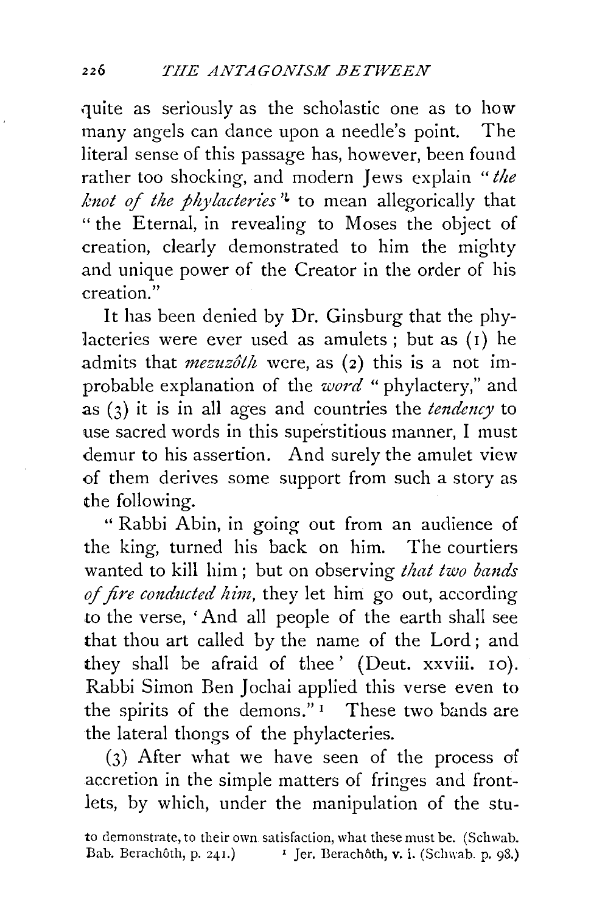quite as seriously as the scholastic one as to how many angels can dance upon a needle's point. The literal sense of this passage has, however, been found rather too shocking, and modern Jews explain "*the knot of the phylacteries*"[1] to mean allegorically that "the Eternal, in revealing to Moses the object of creation, clearly demonstrated to him the mighty and unique power of the Creator in the order of his creation."

It has been denied by Dr. Ginsburg that the phylacteries were ever used as amulets; but as (1) he admits that *mezuzôth* were, as (2) this is a not improbable explanation of the *word* "phylactery," and as (3) it is in all ages and countries the *tendency* to use sacred words in this superstitious manner, I must demur to his assertion. And surely the amulet view of them derives some support from such a story as the following.

"Rabbi Abin, in going out from an audience of the king, turned his back on him. The courtiers wanted to kill him; but on observing *that two bands of fire conducted him*, they let him go out, according to the verse, 'And all people of the earth shall see that thou art called by the name of the Lord; and they shall be afraid of thee' (Deut. xxviii. 10). Rabbi Simon Ben Jochai applied this verse even to the spirits of the demons."[1] These two bands are the lateral thongs of the phylacteries.

(3) After what we have seen of the process of accretion in the simple matters of fringes and frontlets, by which, under the manipulation of the stu-

to demonstrate, to their own satisfaction, what these must be. (Schwab. Bab. Berachôth, p. 241.)

[1] Jer. Berachôth, v. i. (Schwab. p. 98.)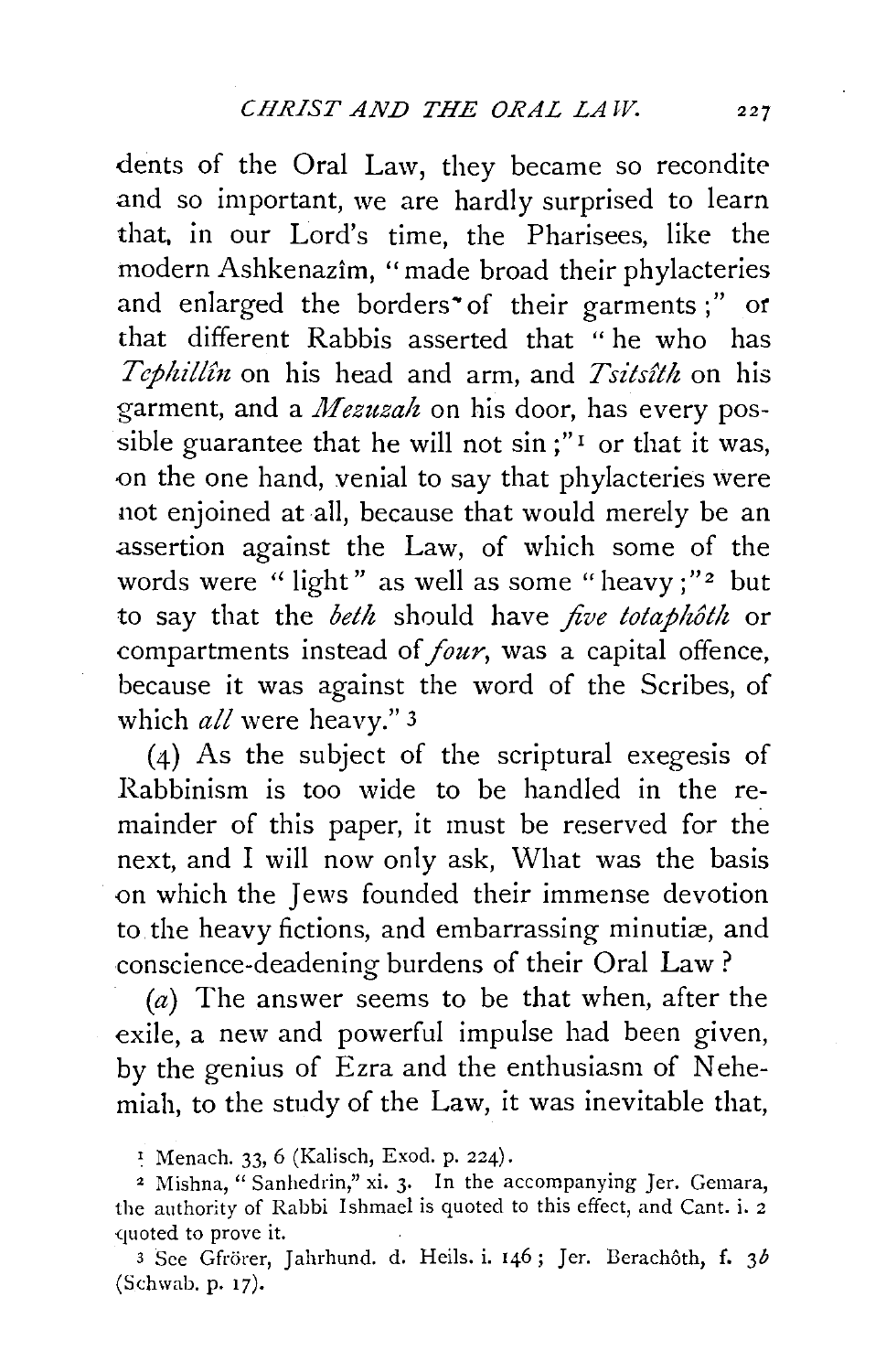dents of the Oral Law, they became so recondite and so important, we are hardly surprised to learn that, in our Lord's time, the Pharisees, like the modern Ashkenazîm, "made broad their phylacteries and enlarged the borders of their garments;" or that different Rabbis asserted that "he who has *Tephillîn* on his head and arm, and *Tsitsîth* on his garment, and a *Mezuzah* on his door, has every possible guarantee that he will not sin;"[1] or that it was, on the one hand, venial to say that phylacteries were not enjoined at all, because that would merely be an assertion against the Law, of which some of the words were "light" as well as some "heavy;"[2] but to say that the *beth* should have *five totaphôth* or compartments instead of *four*, was a capital offence, because it was against the word of the Scribes, of which *all* were heavy."[3]

(4) As the subject of the scriptural exegesis of Rabbinism is too wide to be handled in the remainder of this paper, it must be reserved for the next, and I will now only ask, What was the basis on which the Jews founded their immense devotion to the heavy fictions, and embarrassing minutiæ, and conscience-deadening burdens of their Oral Law?

(*a*) The answer seems to be that when, after the exile, a new and powerful impulse had been given, by the genius of Ezra and the enthusiasm of Nehemiah, to the study of the Law, it was inevitable that,

---

[1] Menach. 33, 6 (Kalisch, Exod. p. 224).

[2] Mishna, "Sanhedrin," xi. 3. In the accompanying Jer. Gemara, the authority of Rabbi Ishmael is quoted to this effect, and Cant. i. 2 quoted to prove it.

[3] See Gfrörer, Jahrhund. d. Heils. i. 146; Jer. Berachôth, f. 3*b* (Schwab. p. 17).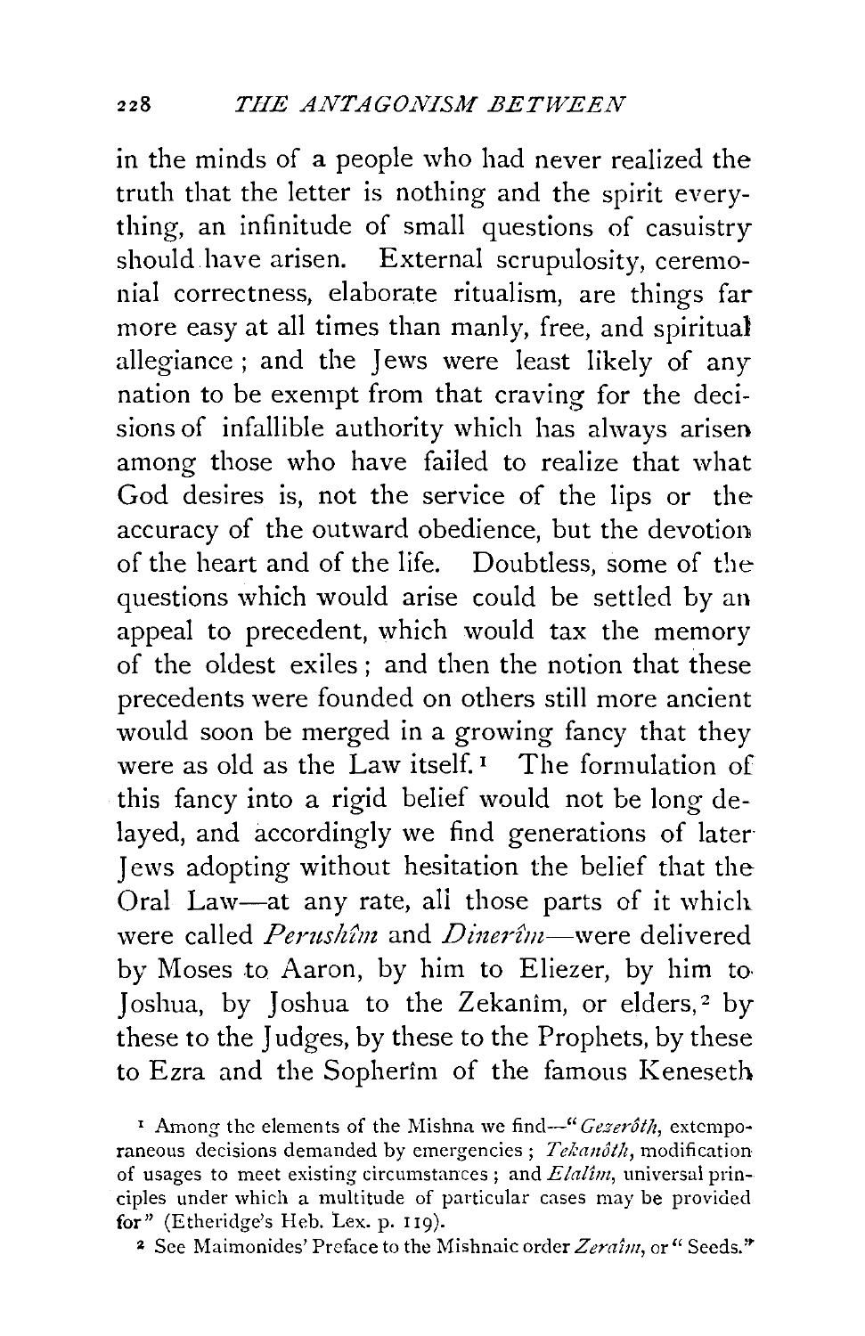in the minds of a people who had never realized the truth that the letter is nothing and the spirit everything, an infinitude of small questions of casuistry should have arisen. External scrupulosity, ceremonial correctness, elaborate ritualism, are things far more easy at all times than manly, free, and spiritual allegiance; and the Jews were least likely of any nation to be exempt from that craving for the decisions of infallible authority which has always arisen among those who have failed to realize that what God desires is, not the service of the lips or the accuracy of the outward obedience, but the devotion of the heart and of the life. Doubtless, some of the questions which would arise could be settled by an appeal to precedent, which would tax the memory of the oldest exiles; and then the notion that these precedents were founded on others still more ancient would soon be merged in a growing fancy that they were as old as the Law itself.[1] The formulation of this fancy into a rigid belief would not be long delayed, and accordingly we find generations of later Jews adopting without hesitation the belief that the Oral Law—at any rate, all those parts of it which were called *Perushîm* and *Dinerîm*—were delivered by Moses to Aaron, by him to Eliezer, by him to Joshua, by Joshua to the Zekanîm, or elders,[2] by these to the Judges, by these to the Prophets, by these to Ezra and the Sopherîm of the famous Keneseth

[1] Among the elements of the Mishna we find—"*Gezerôth*, extemporaneous decisions demanded by emergencies; *Tekanôth*, modification of usages to meet existing circumstances; and *Elalîm*, universal principles under which a multitude of particular cases may be provided for" (Etheridge's Heb. Lex. p. 119).

[2] See Maimonides' Preface to the Mishnaic order *Zeraîm*, or "Seeds."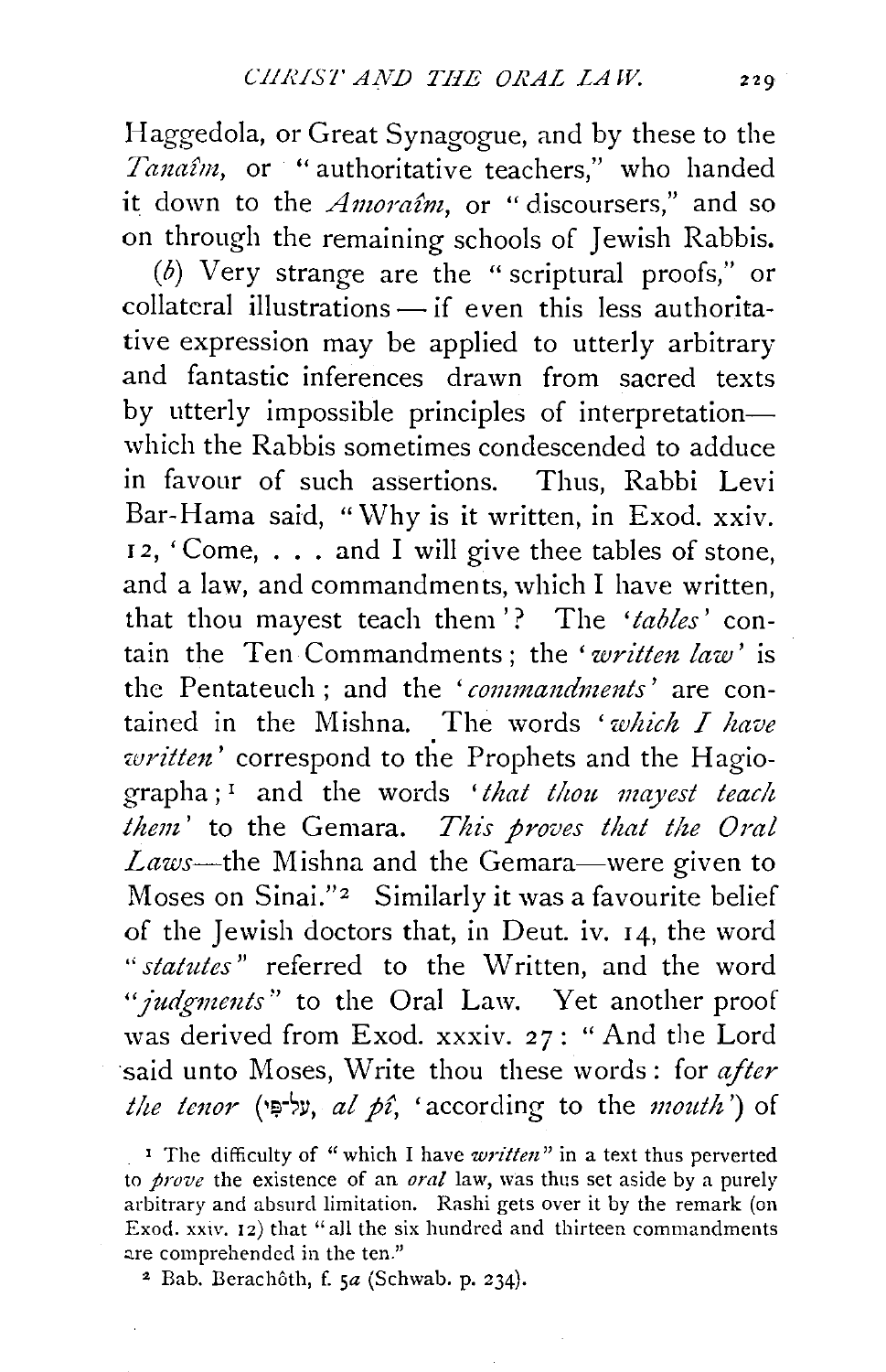Haggedola, or Great Synagogue, and by these to the *Tanaîm*, or "authoritative teachers," who handed it down to the *Amoraîm*, or "discoursers," and so on through the remaining schools of Jewish Rabbis.

(*b*) Very strange are the "scriptural proofs," or collateral illustrations — if even this less authoritative expression may be applied to utterly arbitrary and fantastic inferences drawn from sacred texts by utterly impossible principles of interpretation— which the Rabbis sometimes condescended to adduce in favour of such assertions. Thus, Rabbi Levi Bar-Hama said, "Why is it written, in Exod. xxiv. 12, 'Come, . . . and I will give thee tables of stone, and a law, and commandments, which I have written, that thou mayest teach them'? The '*tables*' contain the Ten Commandments; the '*written law*' is the Pentateuch; and the '*commandments*' are contained in the Mishna. The words '*which I have written*' correspond to the Prophets and the Hagiographa;[1] and the words '*that thou mayest teach them*' to the Gemara. *This proves that the Oral Laws*—the Mishna and the Gemara—were given to Moses on Sinai."[2] Similarly it was a favourite belief of the Jewish doctors that, in Deut. iv. 14, the word "*statutes*" referred to the Written, and the word "*judgments*" to the Oral Law. Yet another proof was derived from Exod. xxxiv. 27: "And the Lord said unto Moses, Write thou these words: for *after the tenor* (עַל־פִּי, *al pî*, 'according to the *mouth*') of

[1] The difficulty of "which I have *written*" in a text thus perverted to *prove* the existence of an *oral* law, was thus set aside by a purely arbitrary and absurd limitation. Rashi gets over it by the remark (on Exod. xxiv. 12) that "all the six hundred and thirteen commandments are comprehended in the ten."

[2] Bab. Berachôth, f. 5*a* (Schwab. p. 234).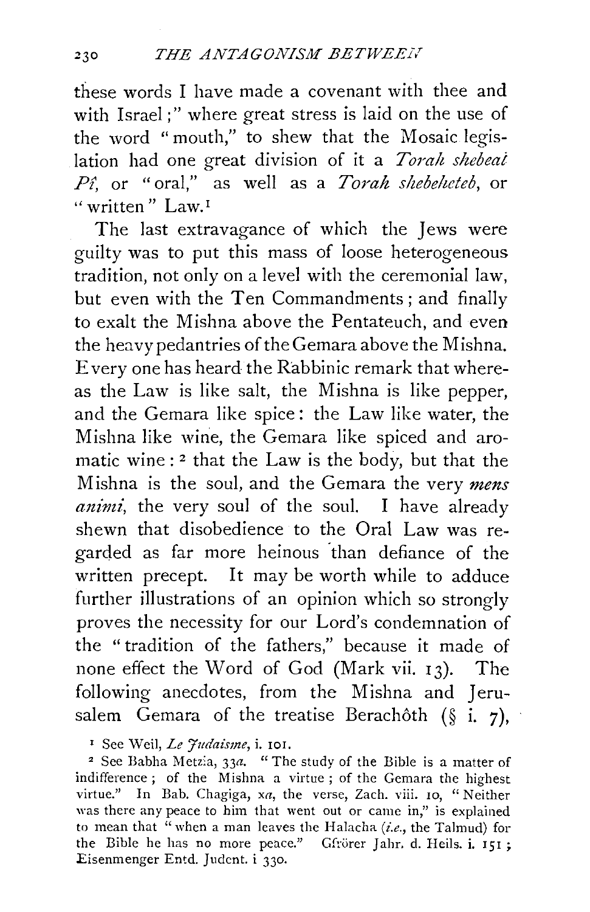these words I have made a covenant with thee and with Israel;" where great stress is laid on the use of the word "mouth," to shew that the Mosaic legislation had one great division of it a *Torah shebeal Pî*, or "oral," as well as a *Torah shebehcteb*, or "written" Law.[1]

The last extravagance of which the Jews were guilty was to put this mass of loose heterogeneous tradition, not only on a level with the ceremonial law, but even with the Ten Commandments; and finally to exalt the Mishna above the Pentateuch, and even the heavy pedantries of the Gemara above the Mishna. Every one has heard the Rabbinic remark that whereas the Law is like salt, the Mishna is like pepper, and the Gemara like spice: the Law like water, the Mishna like wine, the Gemara like spiced and aromatic wine:[2] that the Law is the body, but that the Mishna is the soul, and the Gemara the very *mens animi*, the very soul of the soul. I have already shewn that disobedience to the Oral Law was regarded as far more heinous than defiance of the written precept. It may be worth while to adduce further illustrations of an opinion which so strongly proves the necessity for our Lord's condemnation of the "tradition of the fathers," because it made of none effect the Word of God (Mark vii. 13). The following anecdotes, from the Mishna and Jerusalem Gemara of the treatise Berachôth (§ i. 7),

[1] See Weil, *Le Judaisme*, i. 101.

[2] See Babha Metzia, 33*a*. "The study of the Bible is a matter of indifference; of the Mishna a virtue; of the Gemara the highest virtue." In Bab. Chagiga, x*a*, the verse, Zach. viii. 10, "Neither was there any peace to him that went out or came in," is explained to mean that "when a man leaves the Halacha (*i.e.*, the Talmud) for the Bible he has no more peace." Gfrörer Jahr. d. Heils. i. 151; Eisenmenger Entd. Judent. i 330.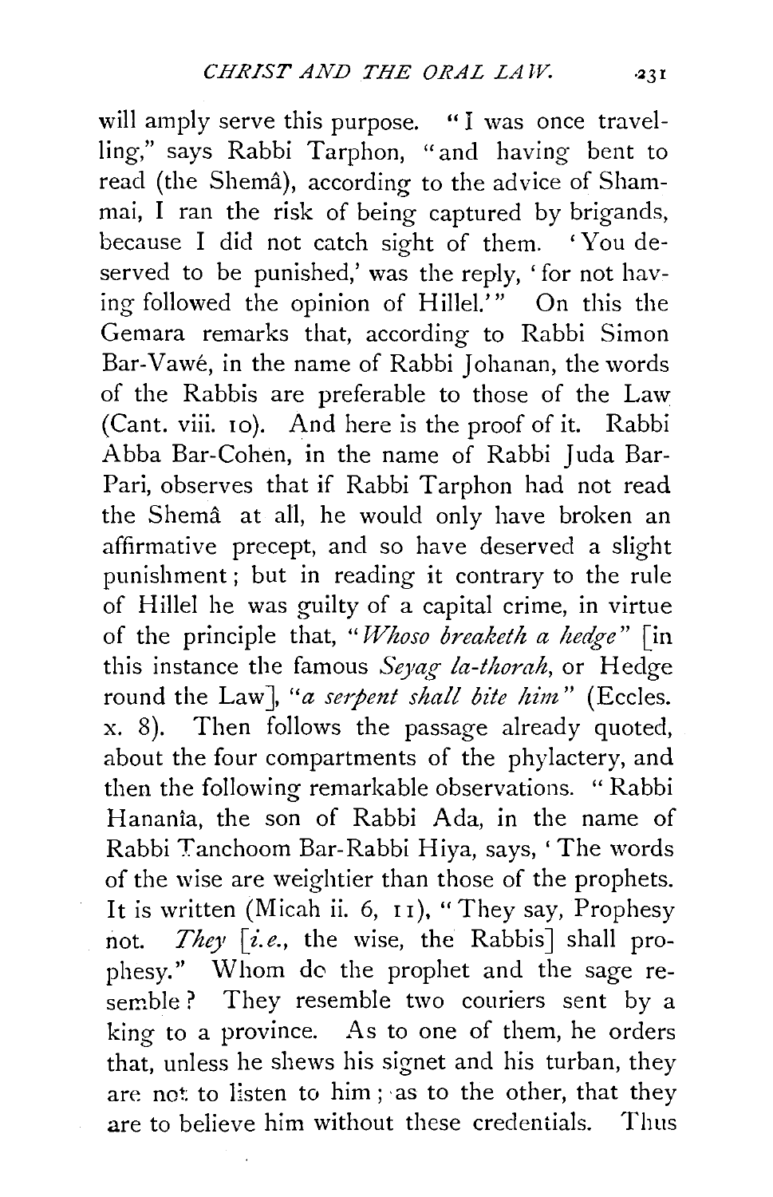will amply serve this purpose. "I was once travelling," says Rabbi Tarphon, "and having bent to read (the Shemâ), according to the advice of Shammai, I ran the risk of being captured by brigands, because I did not catch sight of them. 'You deserved to be punished,' was the reply, 'for not having followed the opinion of Hillel.'" On this the Gemara remarks that, according to Rabbi Simon Bar-Vawé, in the name of Rabbi Johanan, the words of the Rabbis are preferable to those of the Law (Cant. viii. 10). And here is the proof of it. Rabbi Abba Bar-Cohen, in the name of Rabbi Juda Bar-Pari, observes that if Rabbi Tarphon had not read the Shemâ at all, he would only have broken an affirmative precept, and so have deserved a slight punishment; but in reading it contrary to the rule of Hillel he was guilty of a capital crime, in virtue of the principle that, "*Whoso breaketh a hedge*" [in this instance the famous *Seyag la-thorah*, or Hedge round the Law], "*a serpent shall bite him*" (Eccles. x. 8). Then follows the passage already quoted, about the four compartments of the phylactery, and then the following remarkable observations. "Rabbi Hananîa, the son of Rabbi Ada, in the name of Rabbi Tanchoom Bar-Rabbi Hiya, says, 'The words of the wise are weightier than those of the prophets. It is written (Micah ii. 6, 11), "They say, Prophesy not. *They* [*i.e.*, the wise, the Rabbis] shall prophesy." Whom do the prophet and the sage resemble? They resemble two couriers sent by a king to a province. As to one of them, he orders that, unless he shews his signet and his turban, they are not to listen to him; as to the other, that they are to believe him without these credentials. Thus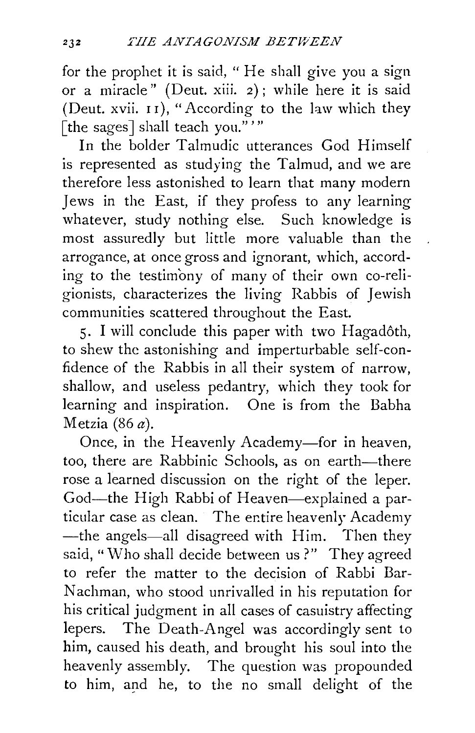for the prophet it is said, "He shall give you a sign or a miracle" (Deut. xiii. 2); while here it is said (Deut. xvii. 11), "According to the law which they [the sages] shall teach you."'"

In the bolder Talmudic utterances God Himself is represented as studying the Talmud, and we are therefore less astonished to learn that many modern Jews in the East, if they profess to any learning whatever, study nothing else. Such knowledge is most assuredly but little more valuable than the arrogance, at once gross and ignorant, which, according to the testimony of many of their own co-religionists, characterizes the living Rabbis of Jewish communities scattered throughout the East.

5. I will conclude this paper with two Hagadôth, to shew the astonishing and imperturbable self-confidence of the Rabbis in all their system of narrow, shallow, and useless pedantry, which they took for learning and inspiration. One is from the Babha Metzia (86 *a*).

Once, in the Heavenly Academy—for in heaven, too, there are Rabbinic Schools, as on earth—there rose a learned discussion on the right of the leper. God—the High Rabbi of Heaven—explained a particular case as clean. The entire heavenly Academy—the angels—all disagreed with Him. Then they said, "Who shall decide between us?" They agreed to refer the matter to the decision of Rabbi Bar-Nachman, who stood unrivalled in his reputation for his critical judgment in all cases of casuistry affecting lepers. The Death-Angel was accordingly sent to him, caused his death, and brought his soul into the heavenly assembly. The question was propounded to him, and he, to the no small delight of the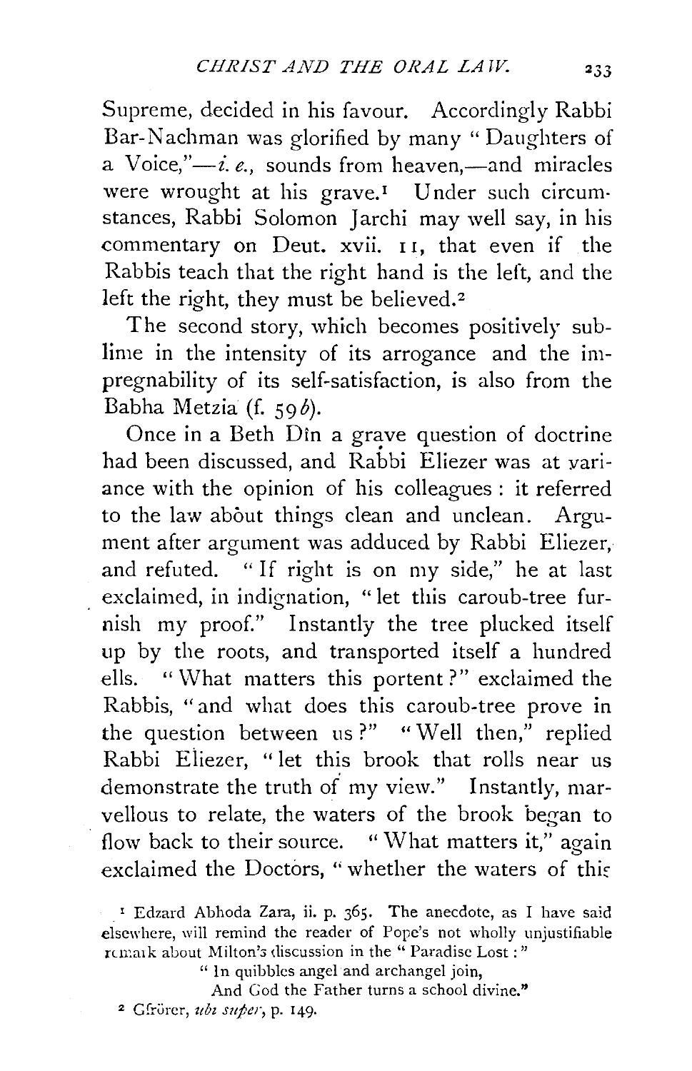Supreme, decided in his favour. Accordingly Rabbi Bar-Nachman was glorified by many "Daughters of a Voice,"—*i. e.*, sounds from heaven,—and miracles were wrought at his grave.[1] Under such circumstances, Rabbi Solomon Jarchi may well say, in his commentary on Deut. xvii. 11, that even if the Rabbis teach that the right hand is the left, and the left the right, they must be believed.[2]

The second story, which becomes positively sublime in the intensity of its arrogance and the impregnability of its self-satisfaction, is also from the Babha Metzia (f. 59*b*).

Once in a Beth Dîn a grave question of doctrine had been discussed, and Rabbi Eliezer was at variance with the opinion of his colleagues: it referred to the law about things clean and unclean. Argument after argument was adduced by Rabbi Eliezer, and refuted. "If right is on my side," he at last exclaimed, in indignation, "let this caroub-tree furnish my proof." Instantly the tree plucked itself up by the roots, and transported itself a hundred ells. "What matters this portent?" exclaimed the Rabbis, "and what does this caroub-tree prove in the question between us?" "Well then," replied Rabbi Eliezer, "let this brook that rolls near us demonstrate the truth of my view." Instantly, marvellous to relate, the waters of the brook began to flow back to their source. "What matters it," again exclaimed the Doctors, "whether the waters of this

[1] Edzard Abhoda Zara, ii. p. 365. The anecdote, as I have said elsewhere, will remind the reader of Pope's not wholly unjustifiable remark about Milton's discussion in the "Paradise Lost:"

> "In quibbles angel and archangel join,
> And God the Father turns a school divine."

[2] Gfrörer, *ubi super*, p. 149.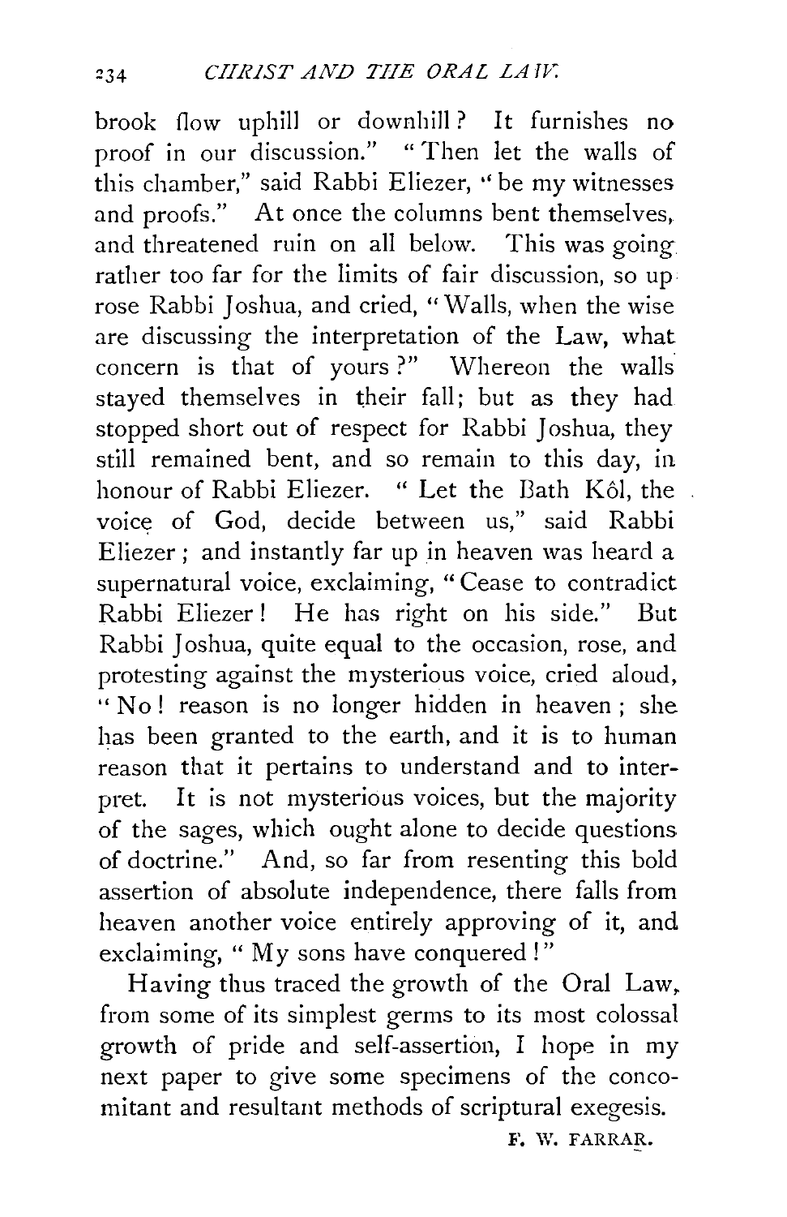brook flow uphill or downhill? It furnishes no proof in our discussion." "Then let the walls of this chamber," said Rabbi Eliezer, "be my witnesses and proofs." At once the columns bent themselves, and threatened ruin on all below. This was going rather too far for the limits of fair discussion, so up rose Rabbi Joshua, and cried, "Walls, when the wise are discussing the interpretation of the Law, what concern is that of yours?" Whereon the walls stayed themselves in their fall; but as they had stopped short out of respect for Rabbi Joshua, they still remained bent, and so remain to this day, in honour of Rabbi Eliezer. "Let the Bath Kôl, the voice of God, decide between us," said Rabbi Eliezer; and instantly far up in heaven was heard a supernatural voice, exclaiming, "Cease to contradict Rabbi Eliezer! He has right on his side." But Rabbi Joshua, quite equal to the occasion, rose, and protesting against the mysterious voice, cried aloud, "No! reason is no longer hidden in heaven; she has been granted to the earth, and it is to human reason that it pertains to understand and to interpret. It is not mysterious voices, but the majority of the sages, which ought alone to decide questions of doctrine." And, so far from resenting this bold assertion of absolute independence, there falls from heaven another voice entirely approving of it, and exclaiming, "My sons have conquered!"

Having thus traced the growth of the Oral Law, from some of its simplest germs to its most colossal growth of pride and self-assertion, I hope in my next paper to give some specimens of the concomitant and resultant methods of scriptural exegesis.

F. W. FARRAR.